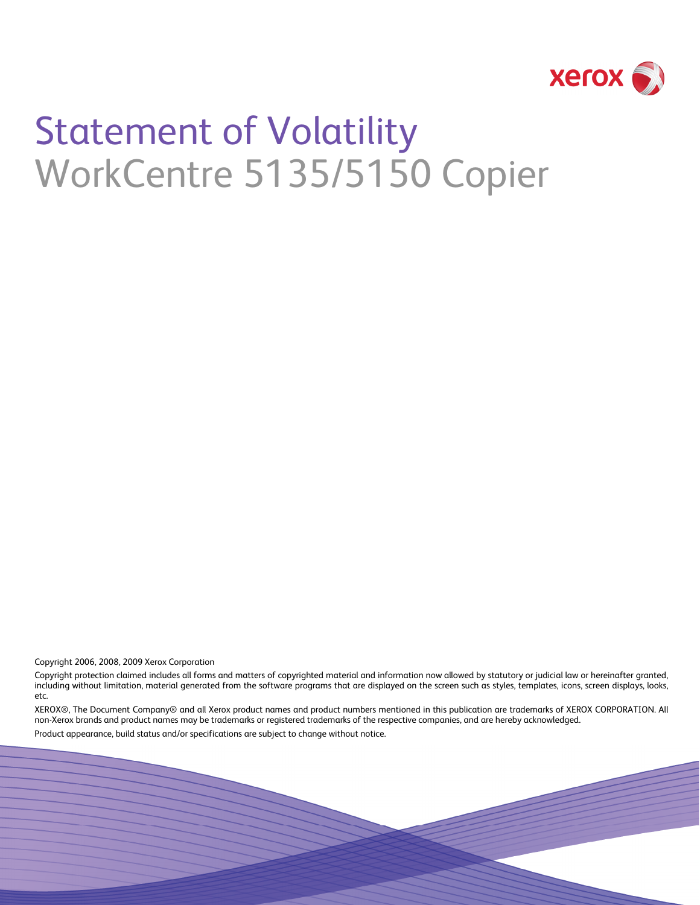# Statement of Volatility

## WorkCentre 5135/5150 Copier

Copyright 2006, 2008, 2009 Xerox Corporation

Copyright protection claimed includes all forms and matters of copyrighted material and information now allowed by statutory or judicial law or hereinafter granted, including without limitation, material generated from the software programs that are displayed on the screen such as styles, templates, icons, screen displays, looks, etc.

XEROX®, The Document Company® and all Xerox product names and product numbers mentioned in this publication are trademarks of XEROX CORPORATION. All non-Xerox brands and product names may be trademarks or registered trademarks of the respective companies, and are hereby acknowledged.

Product appearance, build status and/or specifications are subject to change without notice.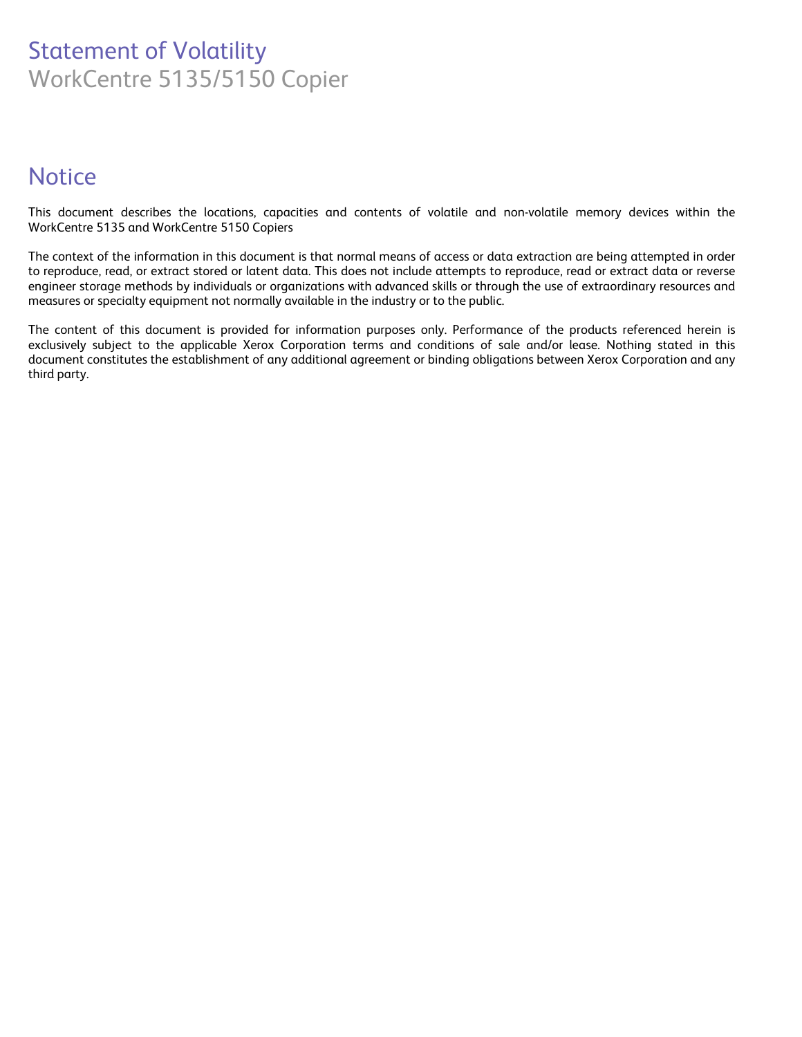# Statement of Volatility

WorkCentre 5135/5150 Copier

## Notice

This document describes the locations, capacities and contents of volatile and non-volatile memory devices within the WorkCentre 5135 and WorkCentre 5150 Copiers

The context of the information in this document is that normal means of access or data extraction are being attempted in order to reproduce, read, or extract stored or latent data. This does not include attempts to reproduce, read or extract data or reverse engineer storage methods by individuals or organizations with advanced skills or through the use of extraordinary resources and measures or specialty equipment not normally available in the industry or to the public.

The content of this document is provided for information purposes only. Performance of the products referenced herein is exclusively subject to the applicable Xerox Corporation terms and conditions of sale and/or lease. Nothing stated in this document constitutes the establishment of any additional agreement or binding obligations between Xerox Corporation and any third party.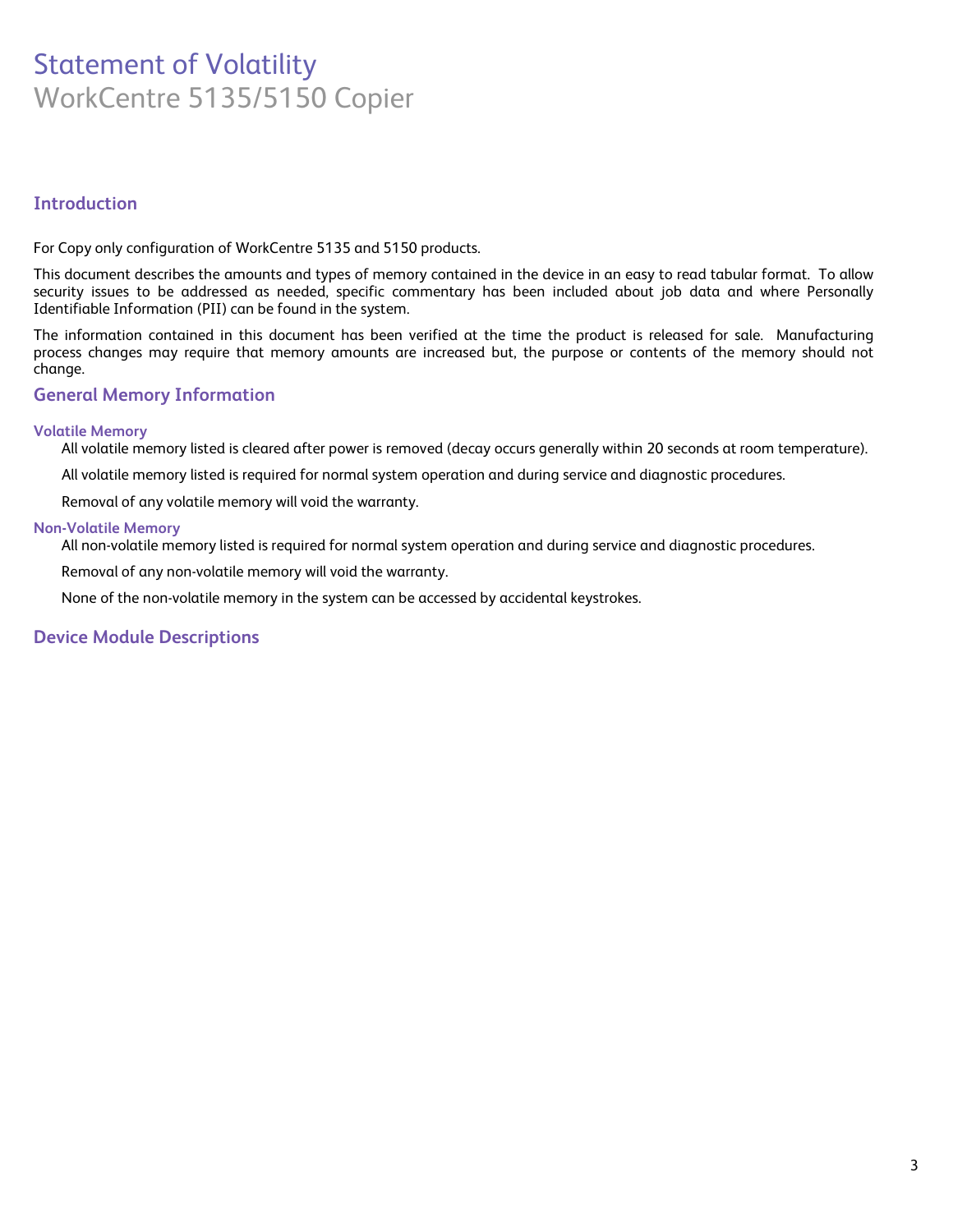# Statement of Volatility

WorkCentre 5135/5150 Copier

## Introduction

For Copy only configuration of WorkCentre 5135 and 5150 products.

This document describes the amounts and types of memory contained in the device in an easy to read tabular format. To allow security issues to be addressed as needed, specific commentary has been included about job data and where Personally Identifiable Information (PII) can be found in the system.

The information contained in this document has been verified at the time the product is released for sale. Manufacturing process changes may require that memory amounts are increased but, the purpose or contents of the memory should not change.

## General Memory Information

### Volatile Memory

All volatile memory listed is cleared after power is removed (decay occurs generally within 20 seconds at room temperature).

All volatile memory listed is required for normal system operation and during service and diagnostic procedures.

Removal of any volatile memory will void the warranty.

### Non-Volatile Memory

All non-volatile memory listed is required for normal system operation and during service and diagnostic procedures.

Removal of any non-volatile memory will void the warranty.

None of the non-volatile memory in the system can be accessed by accidental keystrokes.

## Device Module Descriptions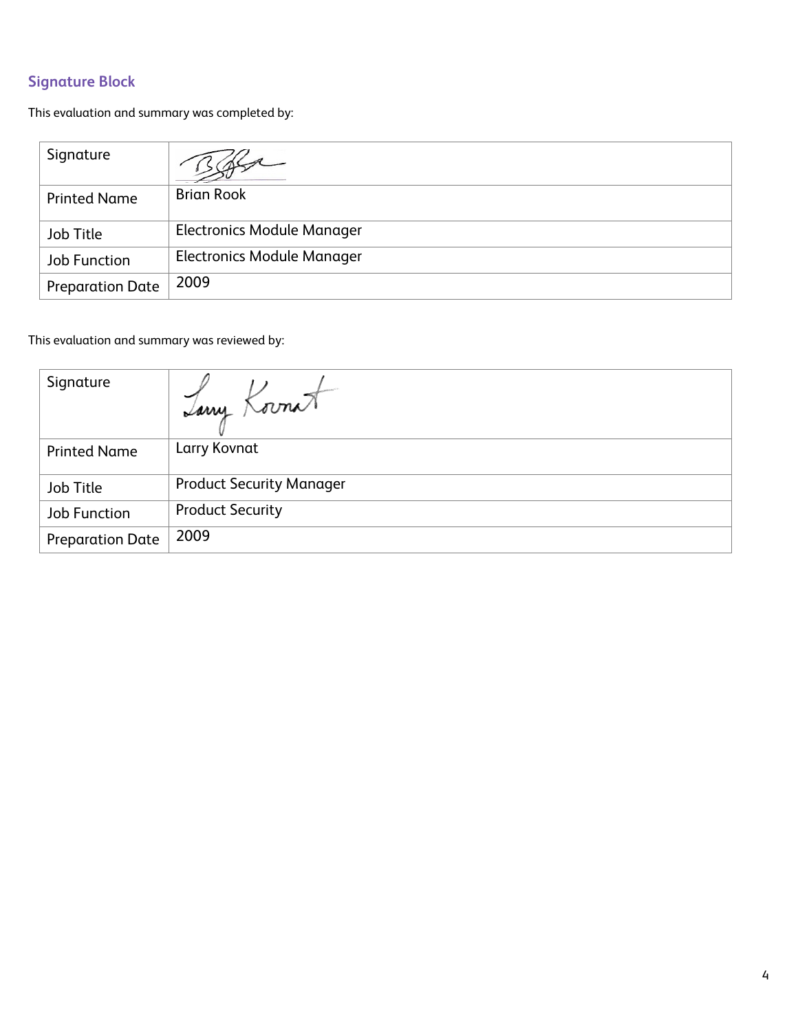## Signature Block

This evaluation and summary was completed by:

| Signature | |
|---|---|
| Printed Name | Brian Rook |
| Job Title | Electronics Module Manager |
| Job Function | Electronics Module Manager |
| Preparation Date | 2009 |

This evaluation and summary was reviewed by:

| Signature | |
|---|---|
| Printed Name | Larry Kovnat |
| Job Title | Product Security Manager |
| Job Function | Product Security |
| Preparation Date | 2009 |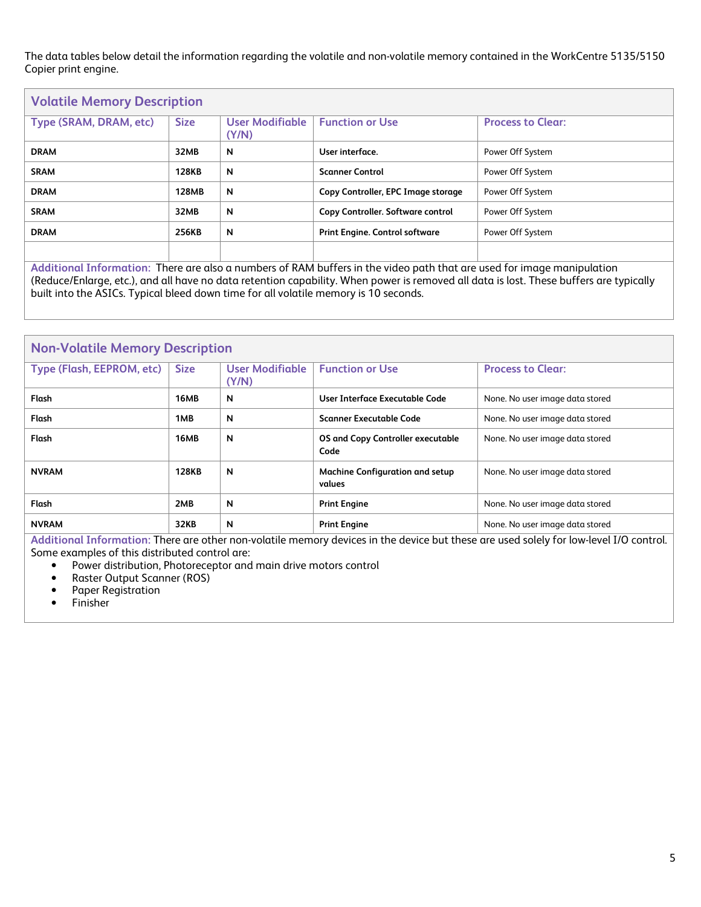The data tables below detail the information regarding the volatile and non-volatile memory contained in the WorkCentre 5135/5150 Copier print engine.

## Volatile Memory Description

| Type (SRAM, DRAM, etc) | Size | User Modifiable (Y/N) | Function or Use | Process to Clear: |
|---|---|---|---|---|
| DRAM | 32MB | N | User interface. | Power Off System |
| SRAM | 128KB | N | Scanner Control | Power Off System |
| DRAM | 128MB | N | Copy Controller, EPC Image storage | Power Off System |
| SRAM | 32MB | N | Copy Controller. Software control | Power Off System |
| DRAM | 256KB | N | Print Engine. Control software | Power Off System |
| | | | | |

Additional Information: There are also a numbers of RAM buffers in the video path that are used for image manipulation (Reduce/Enlarge, etc.), and all have no data retention capability. When power is removed all data is lost. These buffers are typically built into the ASICs. Typical bleed down time for all volatile memory is 10 seconds.

## Non-Volatile Memory Description

| Type (Flash, EEPROM, etc) | Size | User Modifiable (Y/N) | Function or Use | Process to Clear: |
|---|---|---|---|---|
| Flash | 16MB | N | User Interface Executable Code | None. No user image data stored |
| Flash | 1MB | N | Scanner Executable Code | None. No user image data stored |
| Flash | 16MB | N | OS and Copy Controller executable Code | None. No user image data stored |
| NVRAM | 128KB | N | Machine Configuration and setup values | None. No user image data stored |
| Flash | 2MB | N | Print Engine | None. No user image data stored |
| NVRAM | 32KB | N | Print Engine | None. No user image data stored |

Additional Information: There are other non-volatile memory devices in the device but these are used solely for low-level I/O control. Some examples of this distributed control are:

- Power distribution, Photoreceptor and main drive motors control
- Raster Output Scanner (ROS)
- Paper Registration
- Finisher